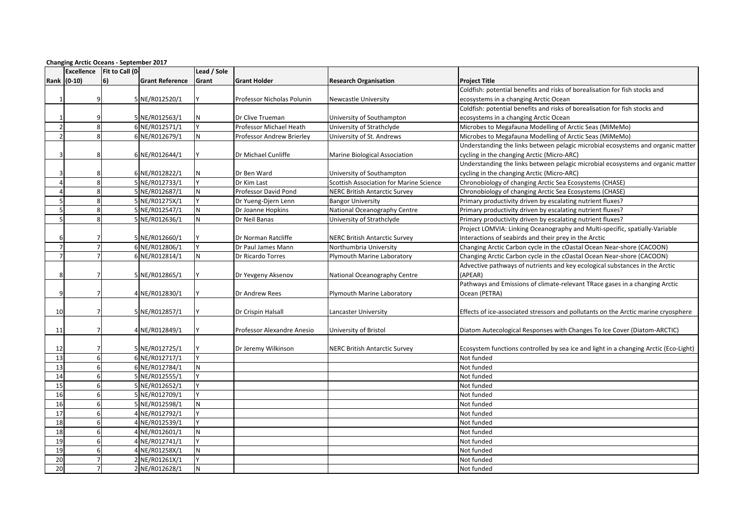**Changing Arctic Oceans - September 2017**

| Rank | Excellence (0-10) | Fit to Call (0-6) | Grant Reference | Lead / Sole Grant | Grant Holder | Research Organisation | Project Title |
|---|---|---|---|---|---|---|---|
| 1 | 9 | 5 | NE/R012520/1 | Y | Professor Nicholas Polunin | Newcastle University | Coldfish: potential benefits and risks of borealisation for fish stocks and ecosystems in a changing Arctic Ocean |
| 1 | 9 | 5 | NE/R012563/1 | N | Dr Clive Trueman | University of Southampton | Coldfish: potential benefits and risks of borealisation for fish stocks and ecosystems in a changing Arctic Ocean |
| 2 | 8 | 6 | NE/R012571/1 | Y | Professor Michael Heath | University of Strathclyde | Microbes to Megafauna Modelling of Arctic Seas (MiMeMo) |
| 2 | 8 | 6 | NE/R012679/1 | N | Professor Andrew Brierley | University of St. Andrews | Microbes to Megafauna Modelling of Arctic Seas (MiMeMo) |
| 3 | 8 | 6 | NE/R012644/1 | Y | Dr Michael Cunliffe | Marine Biological Association | Understanding the links between pelagic microbial ecosystems and organic matter cycling in the changing Arctic (Micro-ARC) |
| 3 | 8 | 6 | NE/R012822/1 | N | Dr Ben Ward | University of Southampton | Understanding the links between pelagic microbial ecosystems and organic matter cycling in the changing Arctic (Micro-ARC) |
| 4 | 8 | 5 | NE/R012733/1 | Y | Dr Kim Last | Scottish Association for Marine Science | Chronobiology of changing Arctic Sea Ecosystems (CHASE) |
| 4 | 8 | 5 | NE/R012687/1 | N | Professor David Pond | NERC British Antarctic Survey | Chronobiology of changing Arctic Sea Ecosystems (CHASE) |
| 5 | 8 | 5 | NE/R01275X/1 | Y | Dr Yueng-Djern Lenn | Bangor University | Primary productivity driven by escalating nutrient fluxes? |
| 5 | 8 | 5 | NE/R012547/1 | N | Dr Joanne Hopkins | National Oceanography Centre | Primary productivity driven by escalating nutrient fluxes? |
| 5 | 8 | 5 | NE/R012636/1 | N | Dr Neil Banas | University of Strathclyde | Primary productivity driven by escalating nutrient fluxes? |
| 6 | 7 | 5 | NE/R012660/1 | Y | Dr Norman Ratcliffe | NERC British Antarctic Survey | Project LOMVIA: Linking Oceanography and Multi-specific, spatially-Variable Interactions of seabirds and their prey in the Arctic |
| 7 | 7 | 6 | NE/R012806/1 | Y | Dr Paul James Mann | Northumbria University | Changing Arctic Carbon cycle in the cOastal Ocean Near-shore (CACOON) |
| 7 | 7 | 6 | NE/R012814/1 | N | Dr Ricardo Torres | Plymouth Marine Laboratory | Changing Arctic Carbon cycle in the cOastal Ocean Near-shore (CACOON) |
| 8 | 7 | 5 | NE/R012865/1 | Y | Dr Yevgeny Aksenov | National Oceanography Centre | Advective pathways of nutrients and key ecological substances in the Arctic (APEAR) |
| 9 | 7 | 4 | NE/R012830/1 | Y | Dr Andrew Rees | Plymouth Marine Laboratory | Pathways and Emissions of climate-relevant TRace gases in a changing Arctic Ocean (PETRA) |
| 10 | 7 | 5 | NE/R012857/1 | Y | Dr Crispin Halsall | Lancaster University | Effects of ice-associated stressors and pollutants on the Arctic marine cryosphere |
| 11 | 7 | 4 | NE/R012849/1 | Y | Professor Alexandre Anesio | University of Bristol | Diatom Autecological Responses with Changes To Ice Cover (Diatom-ARCTIC) |
| 12 | 7 | 5 | NE/R012725/1 | Y | Dr Jeremy Wilkinson | NERC British Antarctic Survey | Ecosystem functions controlled by sea ice and light in a changing Arctic (Eco-Light) |
| 13 | 6 | 6 | NE/R012717/1 | Y | | | Not funded |
| 13 | 6 | 6 | NE/R012784/1 | N | | | Not funded |
| 14 | 6 | 5 | NE/R012555/1 | Y | | | Not funded |
| 15 | 6 | 5 | NE/R012652/1 | Y | | | Not funded |
| 16 | 6 | 5 | NE/R012709/1 | Y | | | Not funded |
| 16 | 6 | 5 | NE/R012598/1 | N | | | Not funded |
| 17 | 6 | 4 | NE/R012792/1 | Y | | | Not funded |
| 18 | 6 | 4 | NE/R012539/1 | Y | | | Not funded |
| 18 | 6 | 4 | NE/R012601/1 | N | | | Not funded |
| 19 | 6 | 4 | NE/R012741/1 | Y | | | Not funded |
| 19 | 6 | 4 | NE/R01258X/1 | N | | | Not funded |
| 20 | 7 | 2 | NE/R01261X/1 | Y | | | Not funded |
| 20 | 7 | 2 | NE/R012628/1 | N | | | Not funded |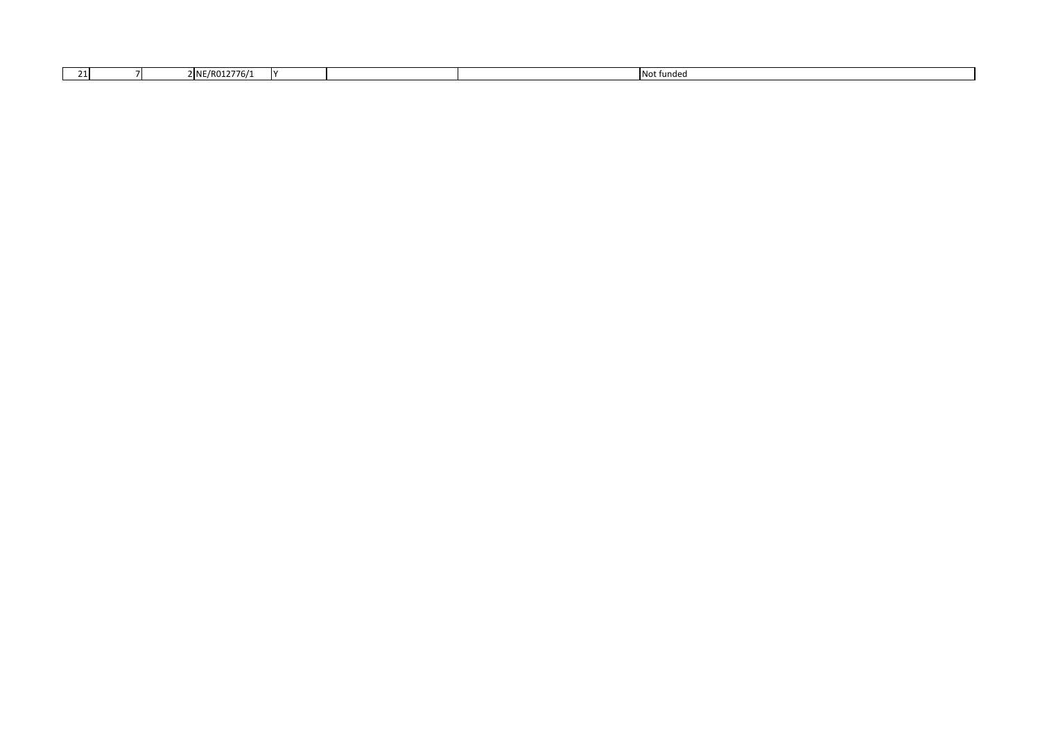| | | | | | | | |
|---|---|---|---|---|---|---|---|
| 21 | 7 | 2 | NE/R012776/1 | Y | | | Not funded |